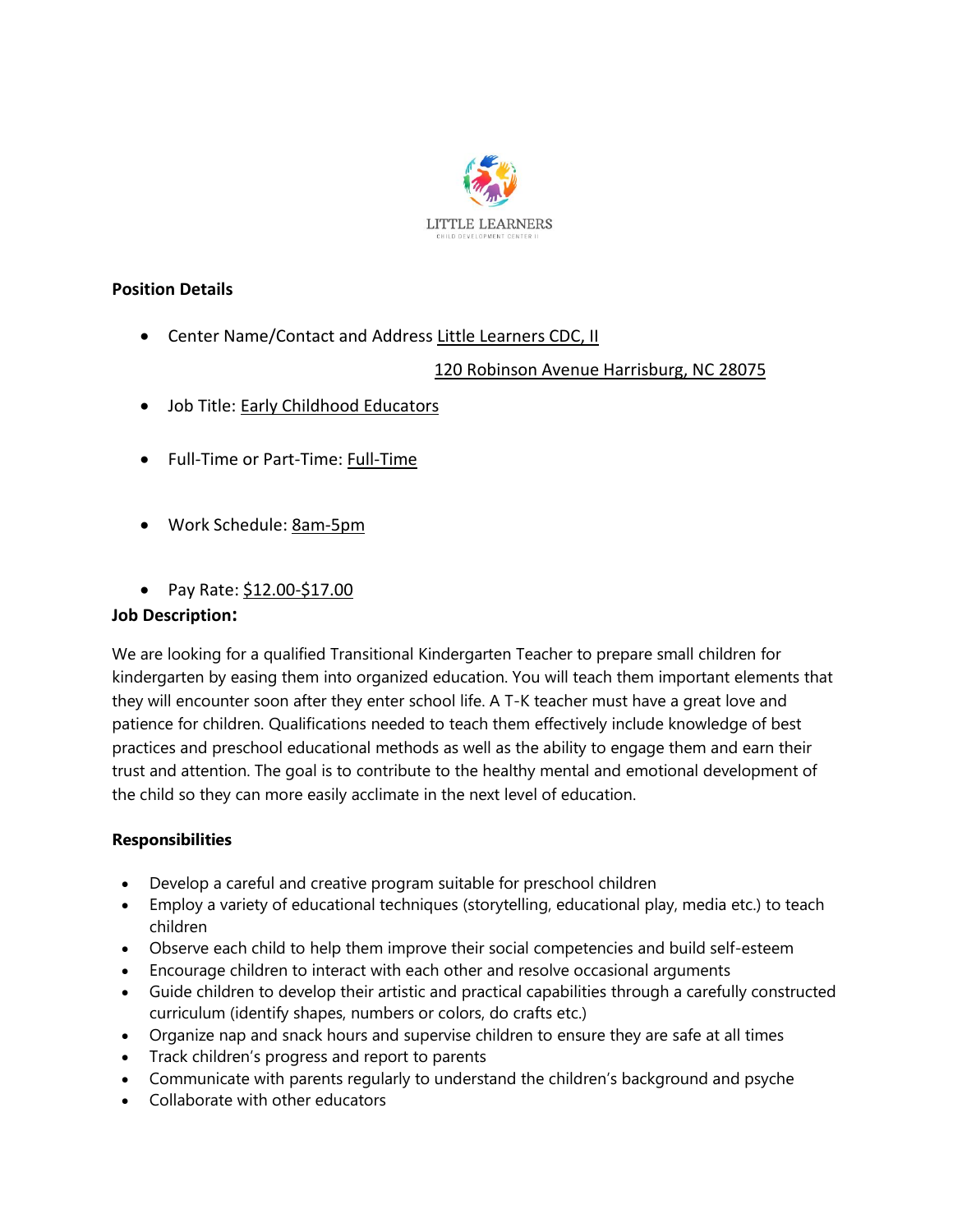LITTLE LEARNERS

CHILD DEVELOPMENT CENTER II

**Position Details**

- Center Name/Contact and Address Little Learners CDC, II
  
  120 Robinson Avenue Harrisburg, NC 28075
- Job Title: Early Childhood Educators
- Full-Time or Part-Time: Full-Time
- Work Schedule: 8am-5pm
- Pay Rate: $12.00-$17.00

**Job Description:**

We are looking for a qualified Transitional Kindergarten Teacher to prepare small children for kindergarten by easing them into organized education. You will teach them important elements that they will encounter soon after they enter school life. A T-K teacher must have a great love and patience for children. Qualifications needed to teach them effectively include knowledge of best practices and preschool educational methods as well as the ability to engage them and earn their trust and attention. The goal is to contribute to the healthy mental and emotional development of the child so they can more easily acclimate in the next level of education.

**Responsibilities**

- Develop a careful and creative program suitable for preschool children
- Employ a variety of educational techniques (storytelling, educational play, media etc.) to teach children
- Observe each child to help them improve their social competencies and build self-esteem
- Encourage children to interact with each other and resolve occasional arguments
- Guide children to develop their artistic and practical capabilities through a carefully constructed curriculum (identify shapes, numbers or colors, do crafts etc.)
- Organize nap and snack hours and supervise children to ensure they are safe at all times
- Track children's progress and report to parents
- Communicate with parents regularly to understand the children's background and psyche
- Collaborate with other educators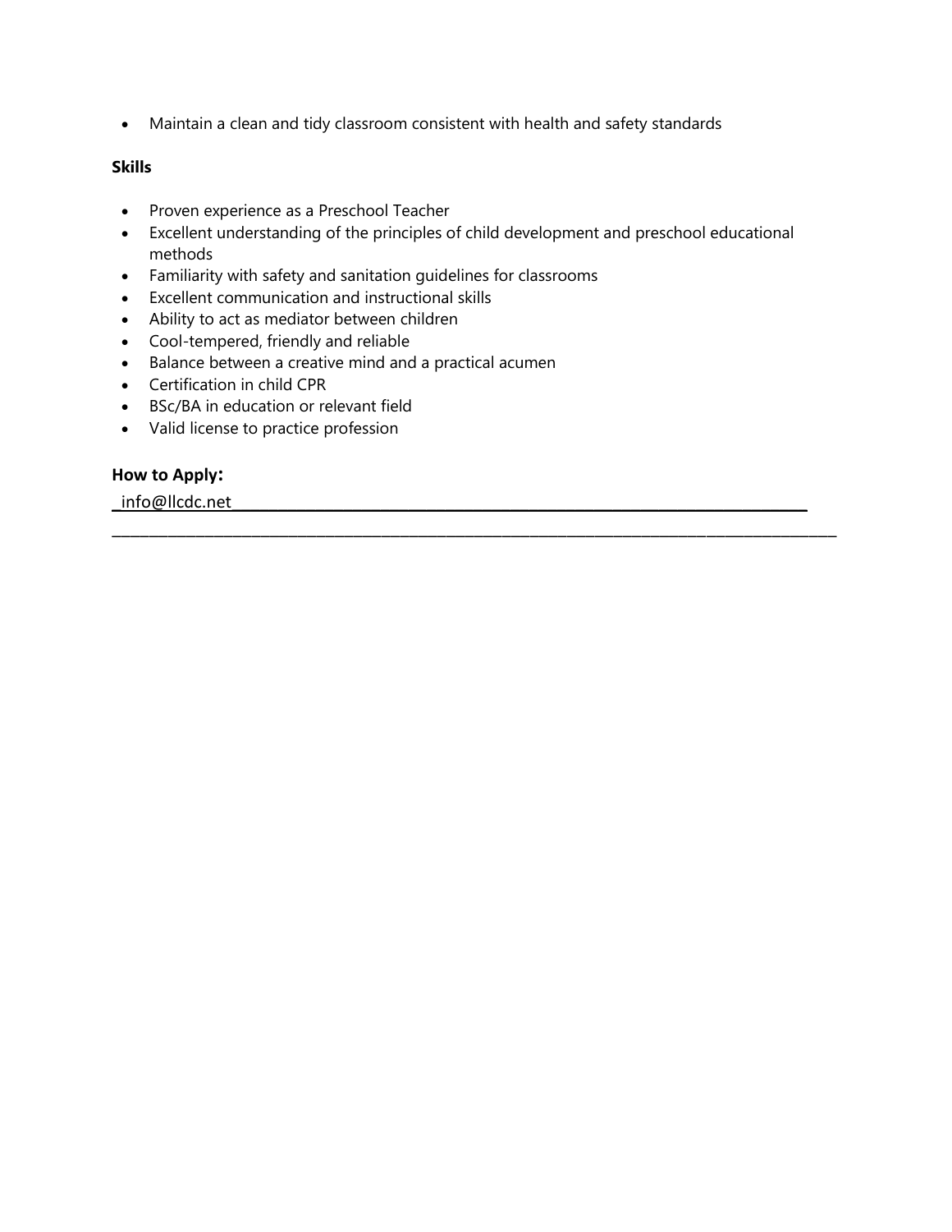- Maintain a clean and tidy classroom consistent with health and safety standards

**Skills**

- Proven experience as a Preschool Teacher
- Excellent understanding of the principles of child development and preschool educational methods
- Familiarity with safety and sanitation guidelines for classrooms
- Excellent communication and instructional skills
- Ability to act as mediator between children
- Cool-tempered, friendly and reliable
- Balance between a creative mind and a practical acumen
- Certification in child CPR
- BSc/BA in education or relevant field
- Valid license to practice profession

**How to Apply:**

_info@llcdc.net_______________________________________________________________________